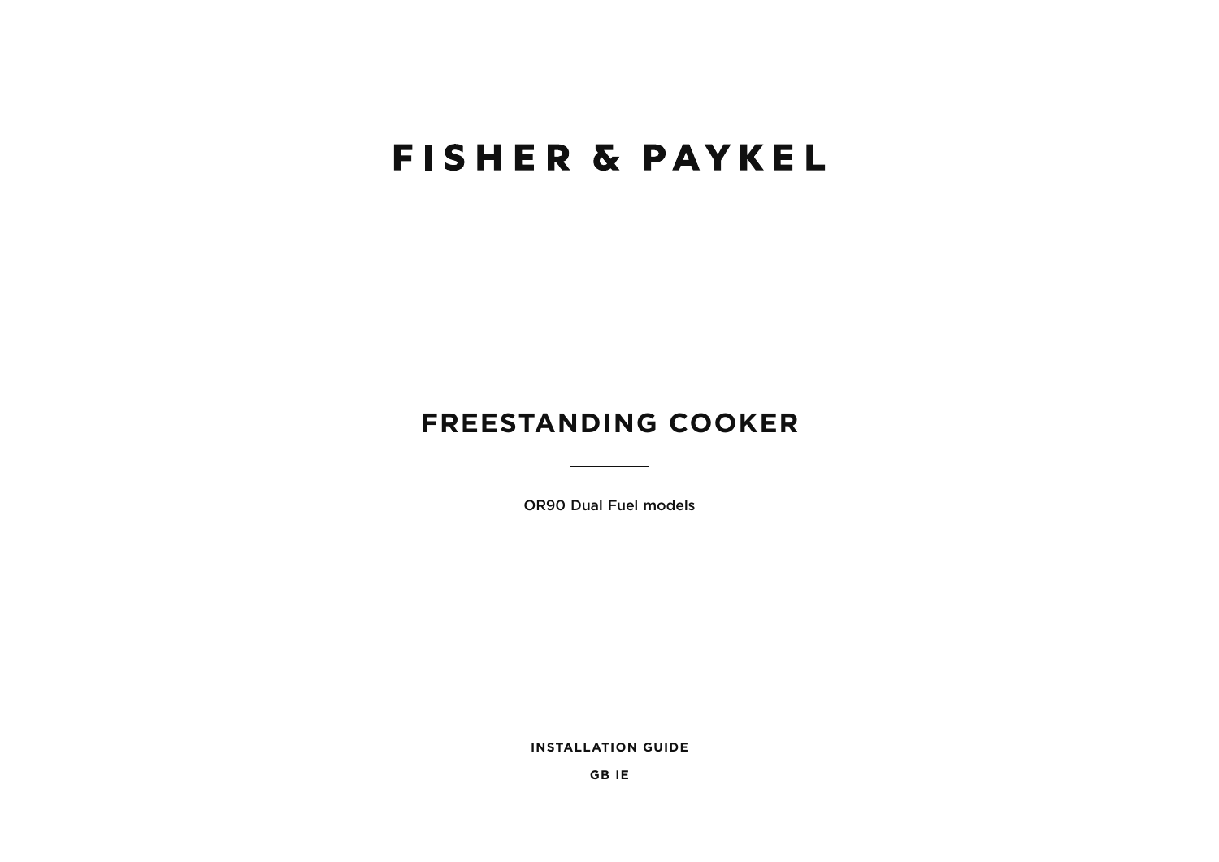# FISHER & PAYKEL

## FREESTANDING COOKER

OR90 Dual Fuel models

**INSTALLATION GUIDE**

**GB IE**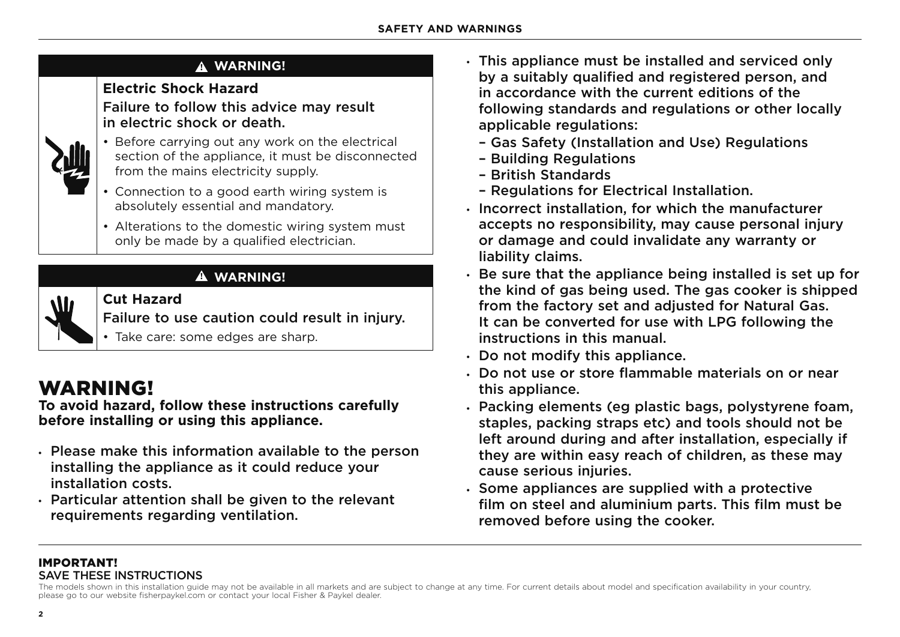**⚠ WARNING!**

**Electric Shock Hazard**

Failure to follow this advice may result in electric shock or death.

- Before carrying out any work on the electrical section of the appliance, it must be disconnected from the mains electricity supply.
- Connection to a good earth wiring system is absolutely essential and mandatory.
- Alterations to the domestic wiring system must only be made by a qualified electrician.

**⚠ WARNING!**

**Cut Hazard**

Failure to use caution could result in injury.

- Take care: some edges are sharp.

# WARNING!

**To avoid hazard, follow these instructions carefully before installing or using this appliance.**

- Please make this information available to the person installing the appliance as it could reduce your installation costs.
- Particular attention shall be given to the relevant requirements regarding ventilation.
- This appliance must be installed and serviced only by a suitably qualified and registered person, and in accordance with the current editions of the following standards and regulations or other locally applicable regulations:
  - Gas Safety (Installation and Use) Regulations
  - Building Regulations
  - British Standards
  - Regulations for Electrical Installation.
- Incorrect installation, for which the manufacturer accepts no responsibility, may cause personal injury or damage and could invalidate any warranty or liability claims.
- Be sure that the appliance being installed is set up for the kind of gas being used. The gas cooker is shipped from the factory set and adjusted for Natural Gas. It can be converted for use with LPG following the instructions in this manual.
- Do not modify this appliance.
- Do not use or store flammable materials on or near this appliance.
- Packing elements (eg plastic bags, polystyrene foam, staples, packing straps etc) and tools should not be left around during and after installation, especially if they are within easy reach of children, as these may cause serious injuries.
- Some appliances are supplied with a protective film on steel and aluminium parts. This film must be removed before using the cooker.

**IMPORTANT!**
SAVE THESE INSTRUCTIONS

The models shown in this installation guide may not be available in all markets and are subject to change at any time. For current details about model and specification availability in your country, please go to our website fisherpaykel.com or contact your local Fisher & Paykel dealer.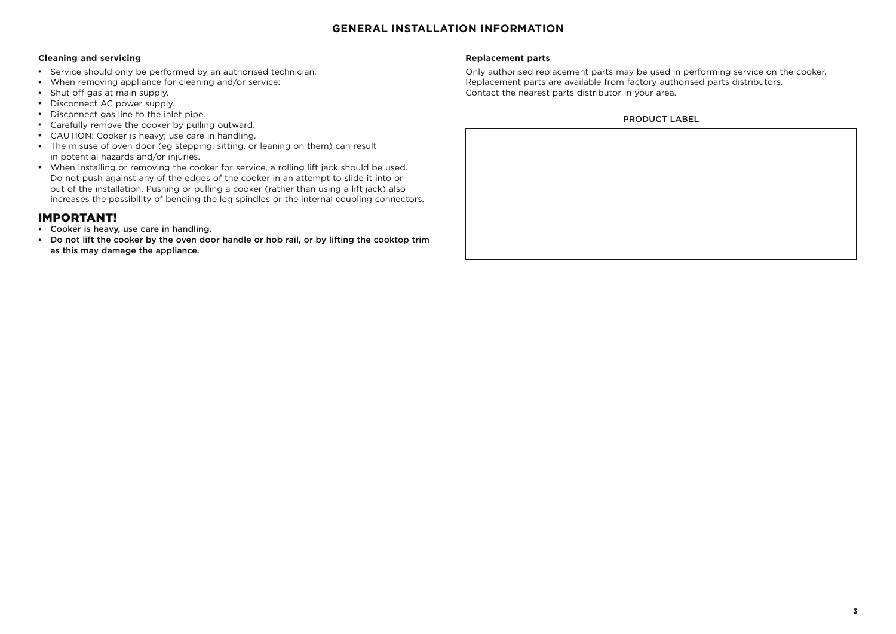# GENERAL INSTALLATION INFORMATION

**Cleaning and servicing**

- Service should only be performed by an authorised technician.
- When removing appliance for cleaning and/or service:
- Shut off gas at main supply.
- Disconnect AC power supply.
- Disconnect gas line to the inlet pipe.
- Carefully remove the cooker by pulling outward.
- CAUTION: Cooker is heavy; use care in handling.
- The misuse of oven door (eg stepping, sitting, or leaning on them) can result in potential hazards and/or injuries.
- When installing or removing the cooker for service, a rolling lift jack should be used. Do not push against any of the edges of the cooker in an attempt to slide it into or out of the installation. Pushing or pulling a cooker (rather than using a lift jack) also increases the possibility of bending the leg spindles or the internal coupling connectors.

## IMPORTANT!

- **Cooker is heavy, use care in handling.**
- **Do not lift the cooker by the oven door handle or hob rail, or by lifting the cooktop trim as this may damage the appliance.**

**Replacement parts**

Only authorised replacement parts may be used in performing service on the cooker. Replacement parts are available from factory authorised parts distributors. Contact the nearest parts distributor in your area.

PRODUCT LABEL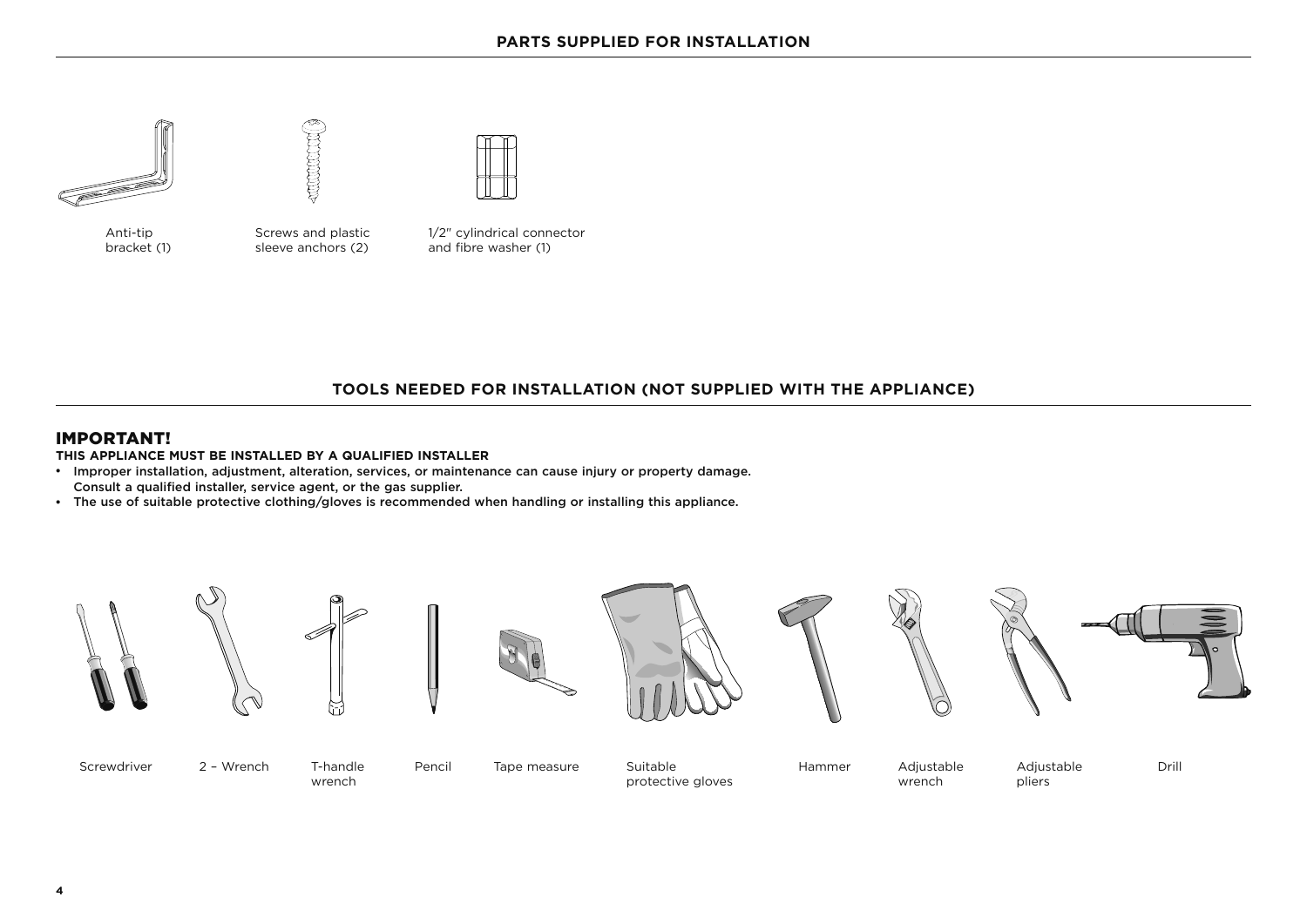## PARTS SUPPLIED FOR INSTALLATION

- Anti-tip bracket (1)
- Screws and plastic sleeve anchors (2)
- 1/2" cylindrical connector and fibre washer (1)

## TOOLS NEEDED FOR INSTALLATION (NOT SUPPLIED WITH THE APPLIANCE)

### IMPORTANT!

**THIS APPLIANCE MUST BE INSTALLED BY A QUALIFIED INSTALLER**

- **Improper installation, adjustment, alteration, services, or maintenance can cause injury or property damage. Consult a qualified installer, service agent, or the gas supplier.**
- **The use of suitable protective clothing/gloves is recommended when handling or installing this appliance.**

- Screwdriver
- 2 – Wrench
- T-handle wrench
- Pencil
- Tape measure
- Suitable protective gloves
- Hammer
- Adjustable wrench
- Adjustable pliers
- Drill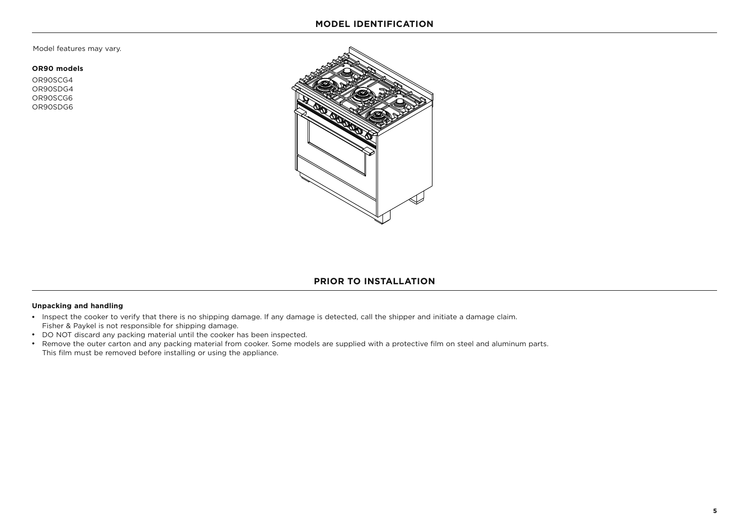## MODEL IDENTIFICATION

Model features may vary.

**OR90 models**

OR90SCG4
OR90SDG4
OR90SCG6
OR90SDG6

## PRIOR TO INSTALLATION

**Unpacking and handling**

- Inspect the cooker to verify that there is no shipping damage. If any damage is detected, call the shipper and initiate a damage claim. Fisher & Paykel is not responsible for shipping damage.
- DO NOT discard any packing material until the cooker has been inspected.
- Remove the outer carton and any packing material from cooker. Some models are supplied with a protective film on steel and aluminum parts. This film must be removed before installing or using the appliance.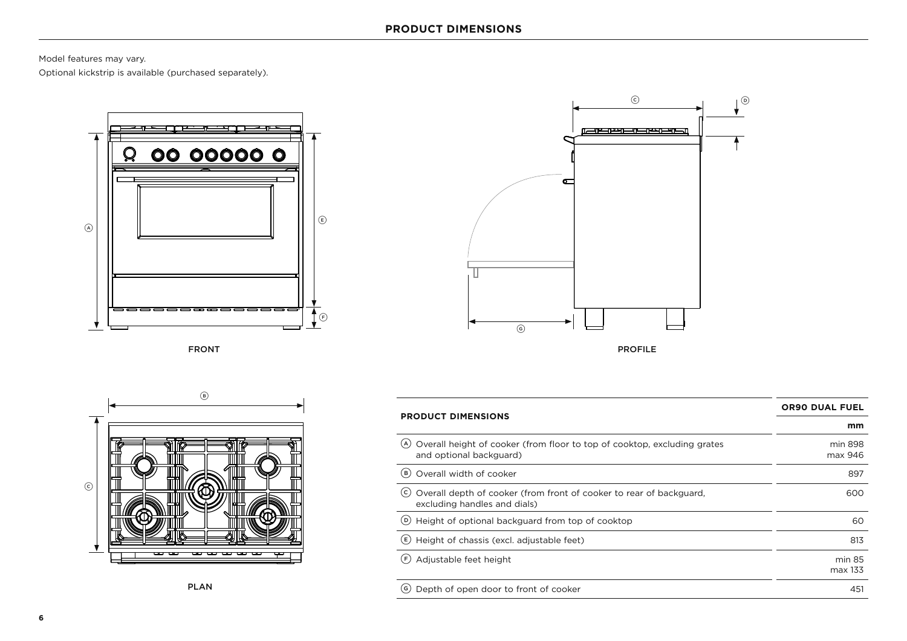## PRODUCT DIMENSIONS

Model features may vary.

Optional kickstrip is available (purchased separately).

FRONT

PROFILE

PLAN

| PRODUCT DIMENSIONS | OR90 DUAL FUEL |
|---|---|
| | mm |
| (A) Overall height of cooker (from floor to top of cooktop, excluding grates and optional backguard) | min 898 max 946 |
| (B) Overall width of cooker | 897 |
| (C) Overall depth of cooker (from front of cooker to rear of backguard, excluding handles and dials) | 600 |
| (D) Height of optional backguard from top of cooktop | 60 |
| (E) Height of chassis (excl. adjustable feet) | 813 |
| (F) Adjustable feet height | min 85 max 133 |
| (G) Depth of open door to front of cooker | 451 |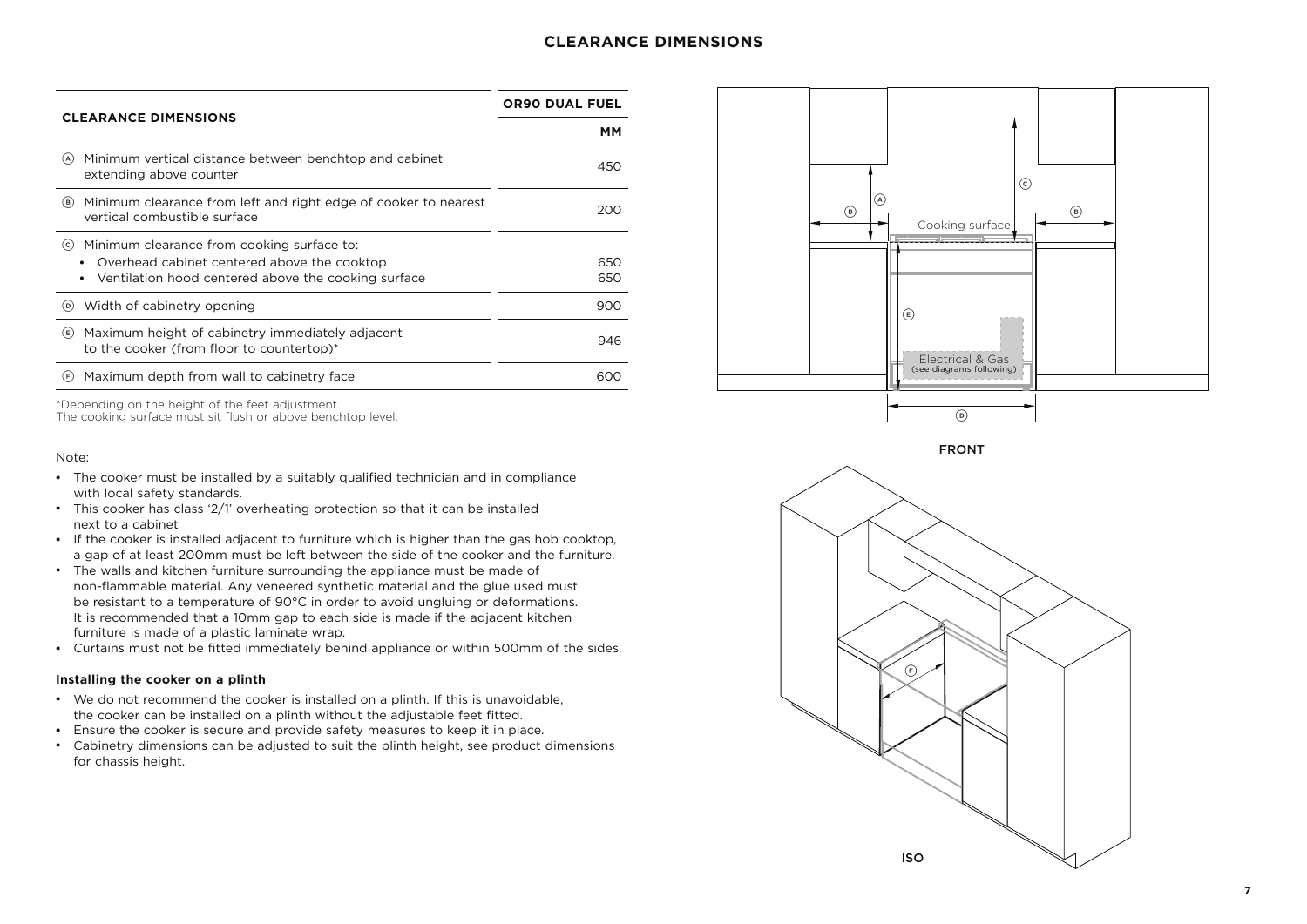# CLEARANCE DIMENSIONS

| CLEARANCE DIMENSIONS | OR90 DUAL FUEL |
|---|---|
| | MM |
| Ⓐ Minimum vertical distance between benchtop and cabinet extending above counter | 450 |
| Ⓑ Minimum clearance from left and right edge of cooker to nearest vertical combustible surface | 200 |
| Ⓒ Minimum clearance from cooking surface to:<br>• Overhead cabinet centered above the cooktop<br>• Ventilation hood centered above the cooking surface | <br>650<br>650 |
| Ⓓ Width of cabinetry opening | 900 |
| Ⓔ Maximum height of cabinetry immediately adjacent to the cooker (from floor to countertop)* | 946 |
| Ⓕ Maximum depth from wall to cabinetry face | 600 |

*Depending on the height of the feet adjustment.
The cooking surface must sit flush or above benchtop level.

Note:

- The cooker must be installed by a suitably qualified technician and in compliance with local safety standards.
- This cooker has class '2/1' overheating protection so that it can be installed next to a cabinet
- If the cooker is installed adjacent to furniture which is higher than the gas hob cooktop, a gap of at least 200mm must be left between the side of the cooker and the furniture.
- The walls and kitchen furniture surrounding the appliance must be made of non-flammable material. Any veneered synthetic material and the glue used must be resistant to a temperature of 90°C in order to avoid ungluing or deformations. It is recommended that a 10mm gap to each side is made if the adjacent kitchen furniture is made of a plastic laminate wrap.
- Curtains must not be fitted immediately behind appliance or within 500mm of the sides.

**Installing the cooker on a plinth**

- We do not recommend the cooker is installed on a plinth. If this is unavoidable, the cooker can be installed on a plinth without the adjustable feet fitted.
- Ensure the cooker is secure and provide safety measures to keep it in place.
- Cabinetry dimensions can be adjusted to suit the plinth height, see product dimensions for chassis height.

Cooking surface

Electrical & Gas (see diagrams following)

FRONT

ISO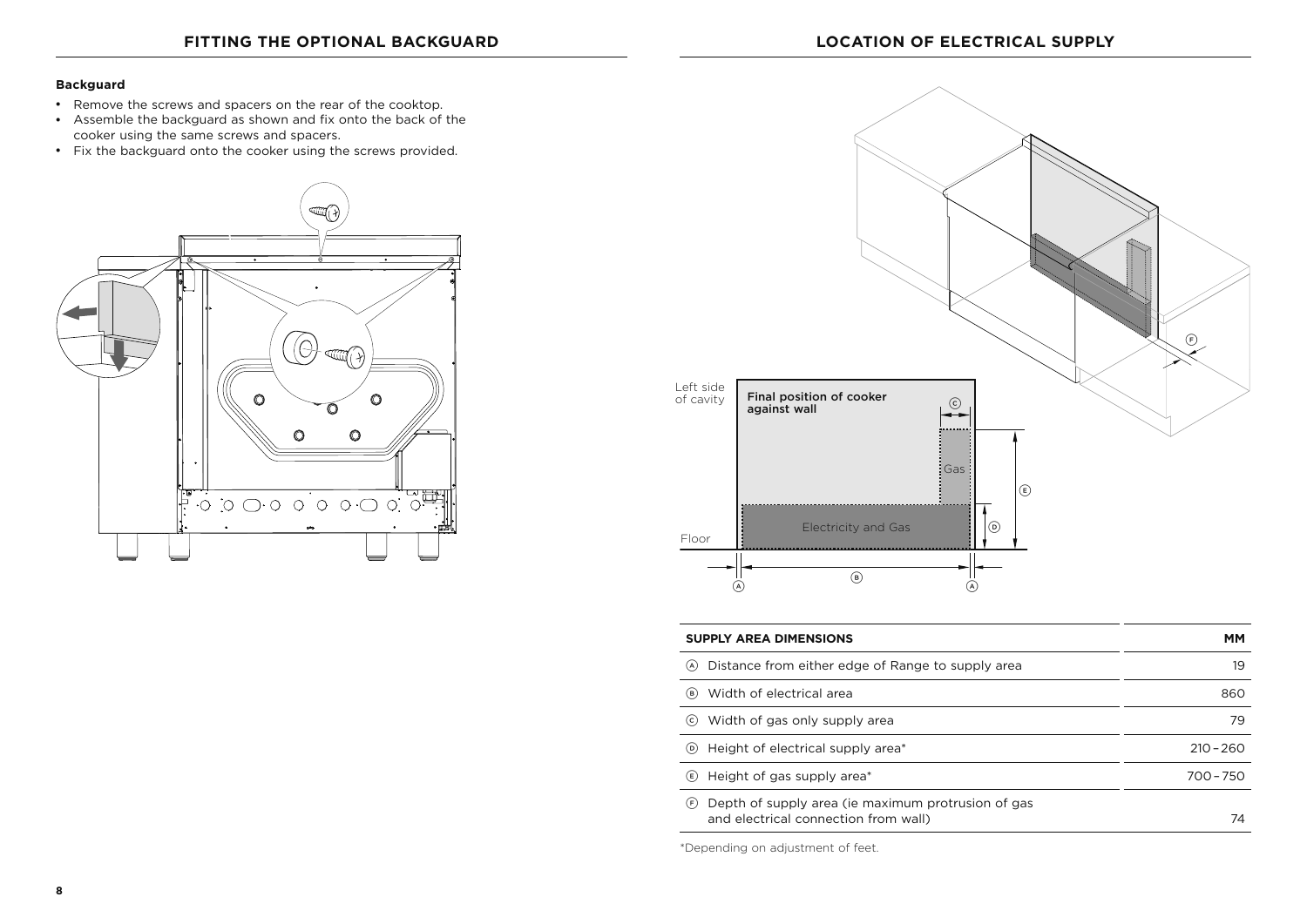## FITTING THE OPTIONAL BACKGUARD

**Backguard**

- Remove the screws and spacers on the rear of the cooktop.
- Assemble the backguard as shown and fix onto the back of the cooker using the same screws and spacers.
- Fix the backguard onto the cooker using the screws provided.

## LOCATION OF ELECTRICAL SUPPLY

Left side of cavity

Final position of cooker against wall

Gas

Electricity and Gas

Floor

| SUPPLY AREA DIMENSIONS | MM |
|---|---|
| Ⓐ Distance from either edge of Range to supply area | 19 |
| Ⓑ Width of electrical area | 860 |
| Ⓒ Width of gas only supply area | 79 |
| Ⓓ Height of electrical supply area* | 210 – 260 |
| Ⓔ Height of gas supply area* | 700 – 750 |
| Ⓕ Depth of supply area (ie maximum protrusion of gas and electrical connection from wall) | 74 |

*Depending on adjustment of feet.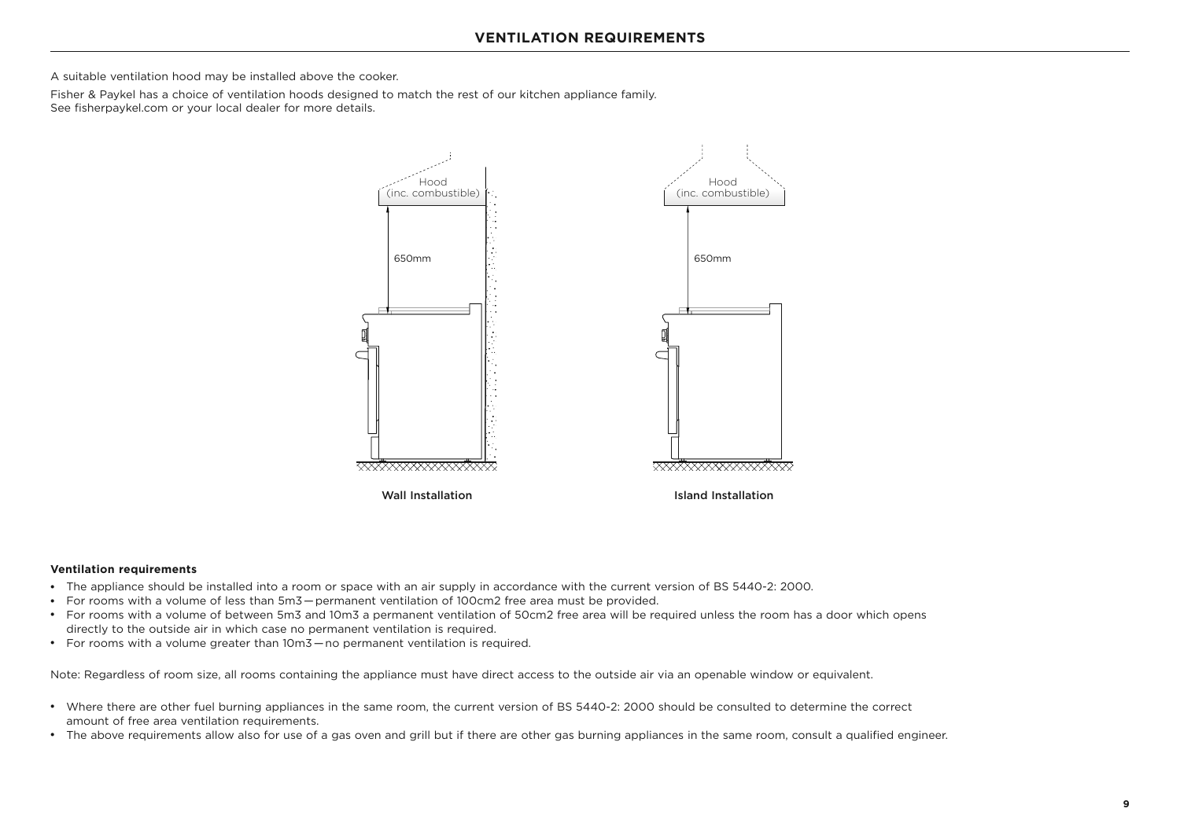## VENTILATION REQUIREMENTS

A suitable ventilation hood may be installed above the cooker.

Fisher & Paykel has a choice of ventilation hoods designed to match the rest of our kitchen appliance family.
See fisherpaykel.com or your local dealer for more details.

Hood (inc. combustible)

650mm

Wall Installation

Hood (inc. combustible)

650mm

Island Installation

**Ventilation requirements**

- The appliance should be installed into a room or space with an air supply in accordance with the current version of BS 5440-2: 2000.
- For rooms with a volume of less than 5m3 — permanent ventilation of 100cm2 free area must be provided.
- For rooms with a volume of between 5m3 and 10m3 a permanent ventilation of 50cm2 free area will be required unless the room has a door which opens directly to the outside air in which case no permanent ventilation is required.
- For rooms with a volume greater than 10m3 — no permanent ventilation is required.

Note: Regardless of room size, all rooms containing the appliance must have direct access to the outside air via an openable window or equivalent.

- Where there are other fuel burning appliances in the same room, the current version of BS 5440-2: 2000 should be consulted to determine the correct amount of free area ventilation requirements.
- The above requirements allow also for use of a gas oven and grill but if there are other gas burning appliances in the same room, consult a qualified engineer.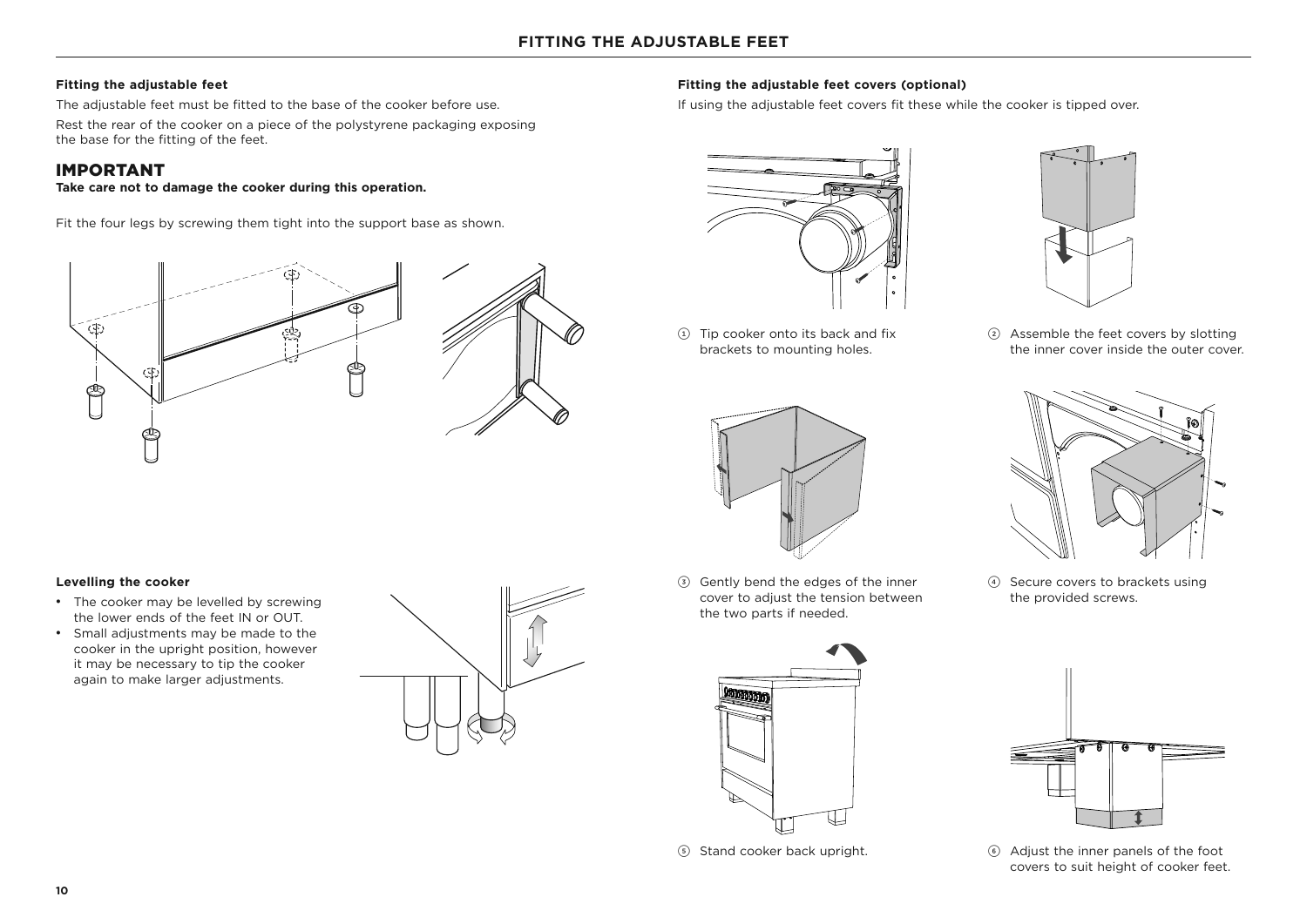# FITTING THE ADJUSTABLE FEET

### Fitting the adjustable feet

The adjustable feet must be fitted to the base of the cooker before use.

Rest the rear of the cooker on a piece of the polystyrene packaging exposing the base for the fitting of the feet.

## IMPORTANT

**Take care not to damage the cooker during this operation.**

Fit the four legs by screwing them tight into the support base as shown.

### Levelling the cooker

- The cooker may be levelled by screwing the lower ends of the feet IN or OUT.
- Small adjustments may be made to the cooker in the upright position, however it may be necessary to tip the cooker again to make larger adjustments.

### Fitting the adjustable feet covers (optional)

If using the adjustable feet covers fit these while the cooker is tipped over.

1. Tip cooker onto its back and fix brackets to mounting holes.
2. Assemble the feet covers by slotting the inner cover inside the outer cover.
3. Gently bend the edges of the inner cover to adjust the tension between the two parts if needed.
4. Secure covers to brackets using the provided screws.
5. Stand cooker back upright.
6. Adjust the inner panels of the foot covers to suit height of cooker feet.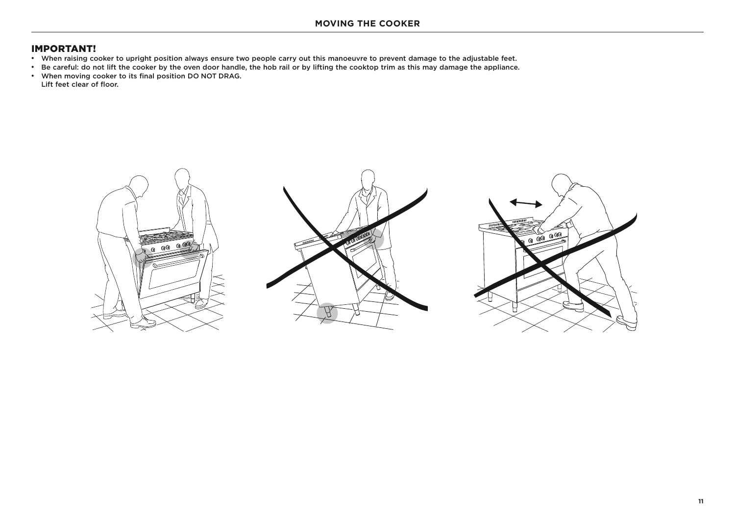# MOVING THE COOKER

## IMPORTANT!

- When raising cooker to upright position always ensure two people carry out this manoeuvre to prevent damage to the adjustable feet.
- Be careful: do not lift the cooker by the oven door handle, the hob rail or by lifting the cooktop trim as this may damage the appliance.
- When moving cooker to its final position DO NOT DRAG.
  Lift feet clear of floor.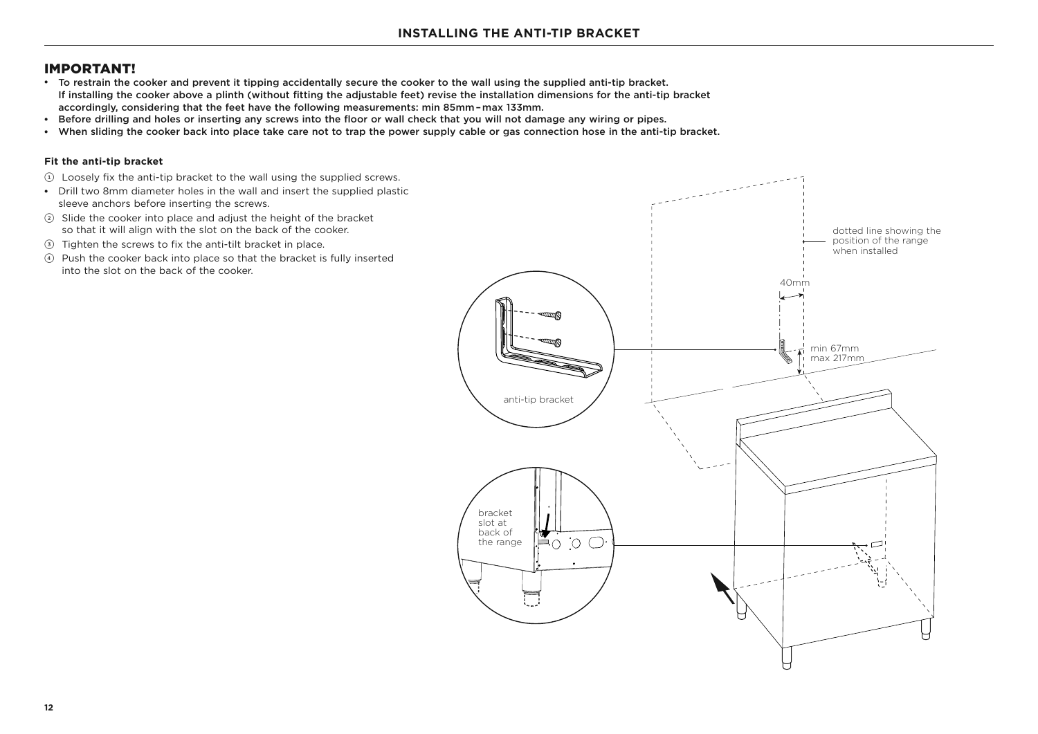# INSTALLING THE ANTI-TIP BRACKET

## IMPORTANT!

- **To restrain the cooker and prevent it tipping accidentally secure the cooker to the wall using the supplied anti-tip bracket. If installing the cooker above a plinth (without fitting the adjustable feet) revise the installation dimensions for the anti-tip bracket accordingly, considering that the feet have the following measurements: min 85mm – max 133mm.**
- **Before drilling and holes or inserting any screws into the floor or wall check that you will not damage any wiring or pipes.**
- **When sliding the cooker back into place take care not to trap the power supply cable or gas connection hose in the anti-tip bracket.**

**Fit the anti-tip bracket**

1. Loosely fix the anti-tip bracket to the wall using the supplied screws.
   - Drill two 8mm diameter holes in the wall and insert the supplied plastic sleeve anchors before inserting the screws.
2. Slide the cooker into place and adjust the height of the bracket so that it will align with the slot on the back of the cooker.
3. Tighten the screws to fix the anti-tilt bracket in place.
4. Push the cooker back into place so that the bracket is fully inserted into the slot on the back of the cooker.

dotted line showing the position of the range when installed

40mm

min 67mm
max 217mm

anti-tip bracket

bracket slot at back of the range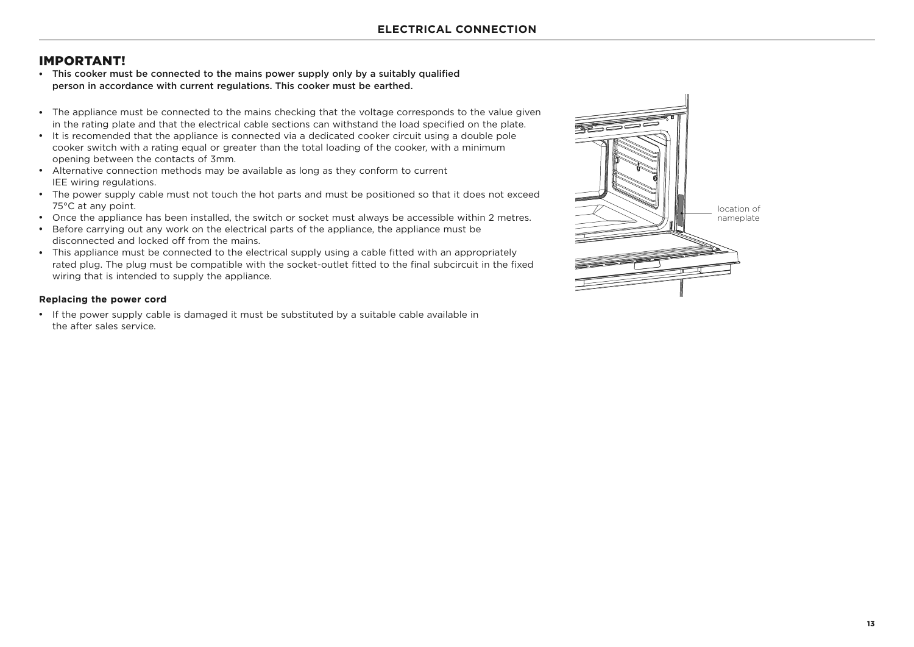## IMPORTANT!

- **This cooker must be connected to the mains power supply only by a suitably qualified person in accordance with current regulations. This cooker must be earthed.**

- The appliance must be connected to the mains checking that the voltage corresponds to the value given in the rating plate and that the electrical cable sections can withstand the load specified on the plate.
- It is recomended that the appliance is connected via a dedicated cooker circuit using a double pole cooker switch with a rating equal or greater than the total loading of the cooker, with a minimum opening between the contacts of 3mm.
- Alternative connection methods may be available as long as they conform to current IEE wiring regulations.
- The power supply cable must not touch the hot parts and must be positioned so that it does not exceed 75°C at any point.
- Once the appliance has been installed, the switch or socket must always be accessible within 2 metres.
- Before carrying out any work on the electrical parts of the appliance, the appliance must be disconnected and locked off from the mains.
- This appliance must be connected to the electrical supply using a cable fitted with an appropriately rated plug. The plug must be compatible with the socket-outlet fitted to the final subcircuit in the fixed wiring that is intended to supply the appliance.

location of nameplate

#### Replacing the power cord

- If the power supply cable is damaged it must be substituted by a suitable cable available in the after sales service.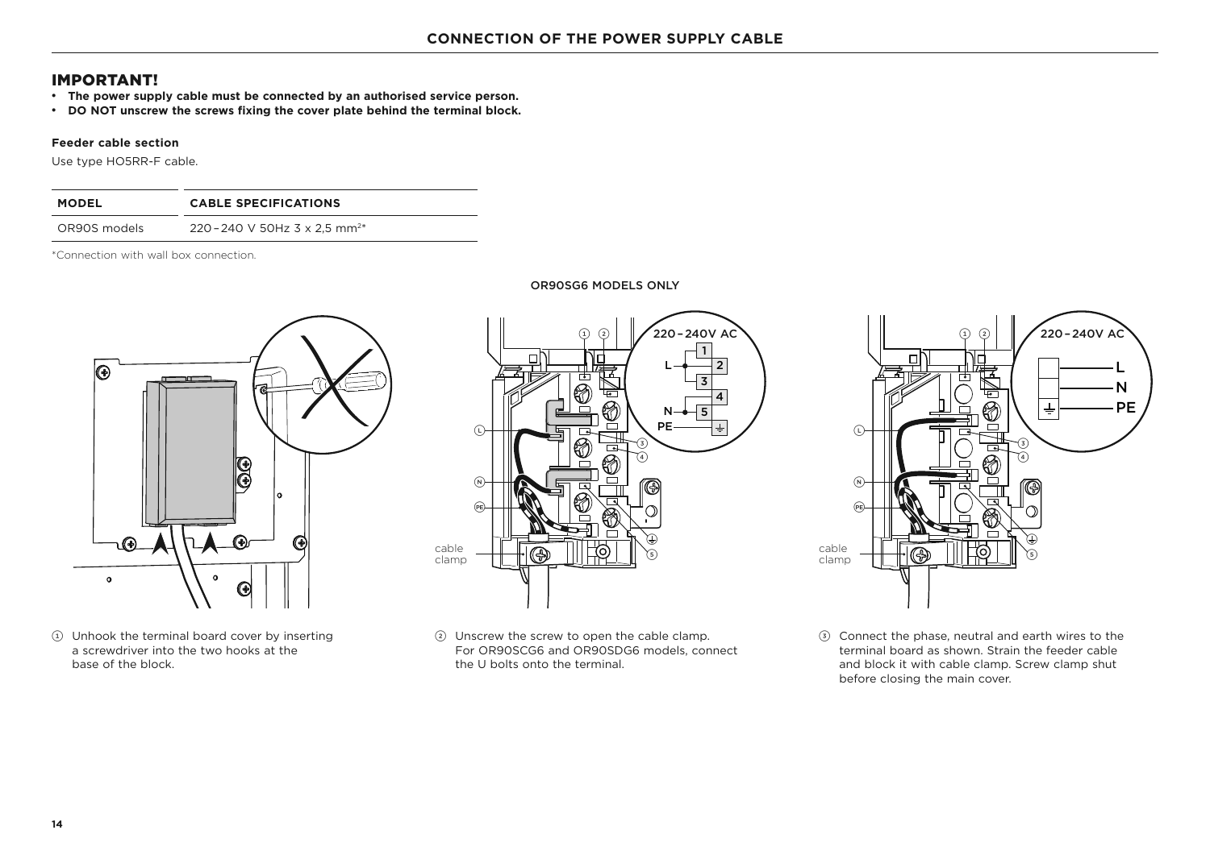## CONNECTION OF THE POWER SUPPLY CABLE

## IMPORTANT!

- **The power supply cable must be connected by an authorised service person.**
- **DO NOT unscrew the screws fixing the cover plate behind the terminal block.**

**Feeder cable section**

Use type HO5RR-F cable.

| MODEL | CABLE SPECIFICATIONS |
|---|---|
| OR90S models | 220 – 240 V 50Hz 3 x 2,5 mm²* |

*Connection with wall box connection.

OR90SG6 MODELS ONLY

① Unhook the terminal board cover by inserting a screwdriver into the two hooks at the base of the block.

② Unscrew the screw to open the cable clamp. For OR90SCG6 and OR90SDG6 models, connect the U bolts onto the terminal.

③ Connect the phase, neutral and earth wires to the terminal board as shown. Strain the feeder cable and block it with cable clamp. Screw clamp shut before closing the main cover.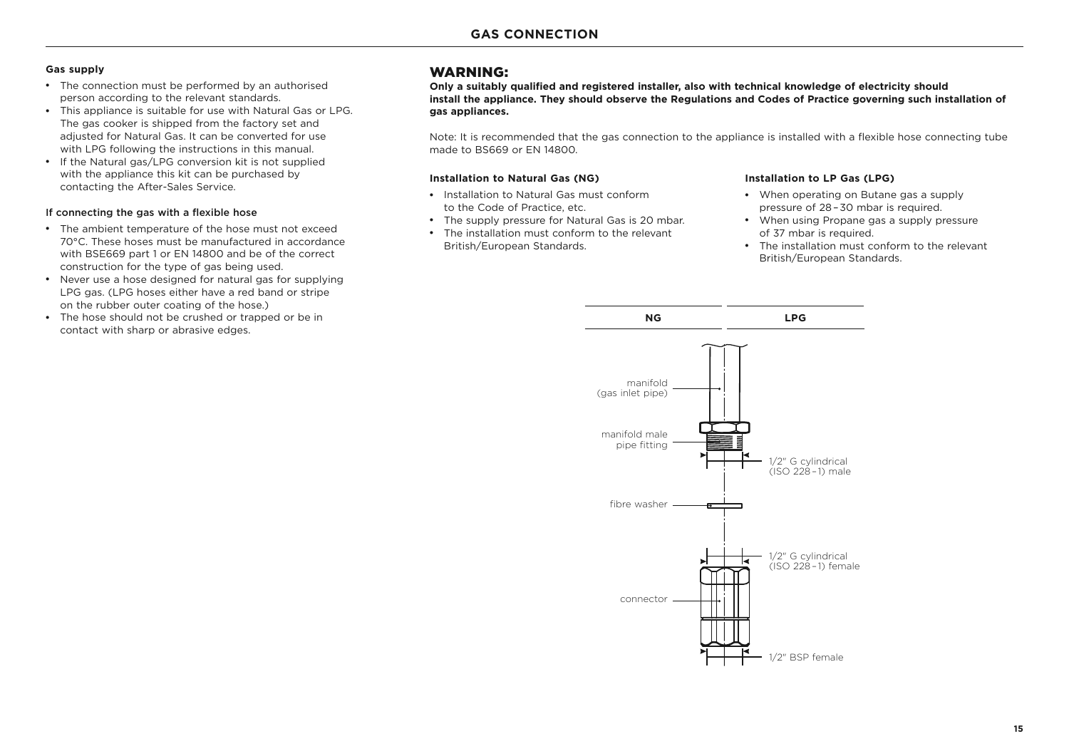# GAS CONNECTION

**Gas supply**

- The connection must be performed by an authorised person according to the relevant standards.
- This appliance is suitable for use with Natural Gas or LPG. The gas cooker is shipped from the factory set and adjusted for Natural Gas. It can be converted for use with LPG following the instructions in this manual.
- If the Natural gas/LPG conversion kit is not supplied with the appliance this kit can be purchased by contacting the After-Sales Service.

If connecting the gas with a flexible hose

- The ambient temperature of the hose must not exceed 70°C. These hoses must be manufactured in accordance with BSE669 part 1 or EN 14800 and be of the correct construction for the type of gas being used.
- Never use a hose designed for natural gas for supplying LPG gas. (LPG hoses either have a red band or stripe on the rubber outer coating of the hose.)
- The hose should not be crushed or trapped or be in contact with sharp or abrasive edges.

## WARNING:

**Only a suitably qualified and registered installer, also with technical knowledge of electricity should install the appliance. They should observe the Regulations and Codes of Practice governing such installation of gas appliances.**

Note: It is recommended that the gas connection to the appliance is installed with a flexible hose connecting tube made to BS669 or EN 14800.

**Installation to Natural Gas (NG)**

- Installation to Natural Gas must conform to the Code of Practice, etc.
- The supply pressure for Natural Gas is 20 mbar.
- The installation must conform to the relevant British/European Standards.

**Installation to LP Gas (LPG)**

- When operating on Butane gas a supply pressure of 28 – 30 mbar is required.
- When using Propane gas a supply pressure of 37 mbar is required.
- The installation must conform to the relevant British/European Standards.

| NG | LPG |
| --- | --- |

manifold (gas inlet pipe)

manifold male pipe fitting

1/2" G cylindrical (ISO 228 – 1) male

fibre washer

1/2" G cylindrical (ISO 228 – 1) female

connector

1/2" BSP female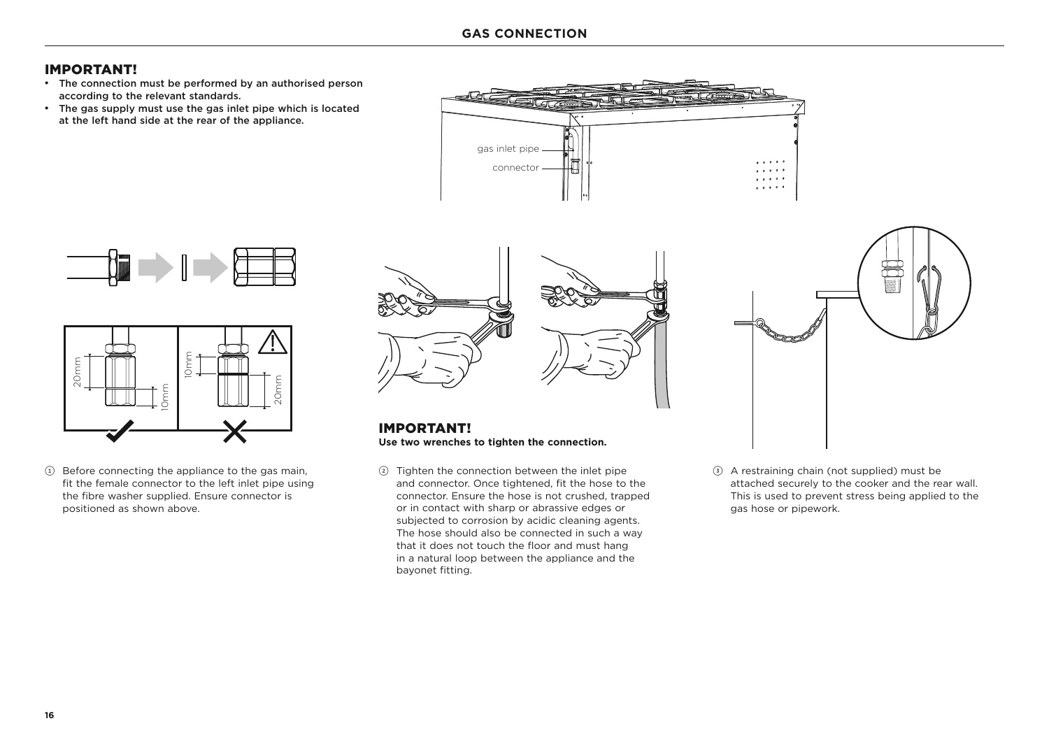## IMPORTANT!

- **The connection must be performed by an authorised person according to the relevant standards.**
- **The gas supply must use the gas inlet pipe which is located at the left hand side at the rear of the appliance.**

gas inlet pipe

connector

20mm

10mm

10mm

20mm

## IMPORTANT!

**Use two wrenches to tighten the connection.**

① Before connecting the appliance to the gas main, fit the female connector to the left inlet pipe using the fibre washer supplied. Ensure connector is positioned as shown above.

② Tighten the connection between the inlet pipe and connector. Once tightened, fit the hose to the connector. Ensure the hose is not crushed, trapped or in contact with sharp or abrassive edges or subjected to corrosion by acidic cleaning agents. The hose should also be connected in such a way that it does not touch the floor and must hang in a natural loop between the appliance and the bayonet fitting.

③ A restraining chain (not supplied) must be attached securely to the cooker and the rear wall. This is used to prevent stress being applied to the gas hose or pipework.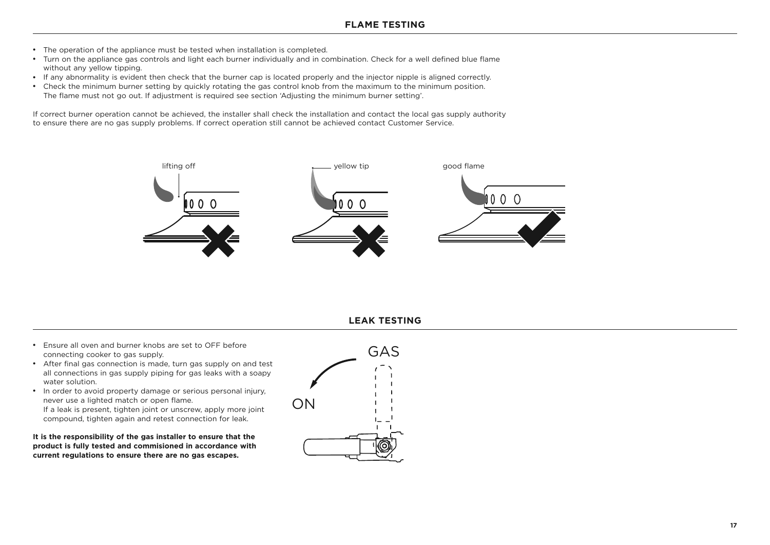## FLAME TESTING

- The operation of the appliance must be tested when installation is completed.
- Turn on the appliance gas controls and light each burner individually and in combination. Check for a well defined blue flame without any yellow tipping.
- If any abnormality is evident then check that the burner cap is located properly and the injector nipple is aligned correctly.
- Check the minimum burner setting by quickly rotating the gas control knob from the maximum to the minimum position. The flame must not go out. If adjustment is required see section 'Adjusting the minimum burner setting'.

If correct burner operation cannot be achieved, the installer shall check the installation and contact the local gas supply authority to ensure there are no gas supply problems. If correct operation still cannot be achieved contact Customer Service.

lifting off

yellow tip

good flame

## LEAK TESTING

- Ensure all oven and burner knobs are set to OFF before connecting cooker to gas supply.
- After final gas connection is made, turn gas supply on and test all connections in gas supply piping for gas leaks with a soapy water solution.
- In order to avoid property damage or serious personal injury, never use a lighted match or open flame.
  If a leak is present, tighten joint or unscrew, apply more joint compound, tighten again and retest connection for leak.

**It is the responsibility of the gas installer to ensure that the product is fully tested and commisioned in accordance with current regulations to ensure there are no gas escapes.**

GAS

ON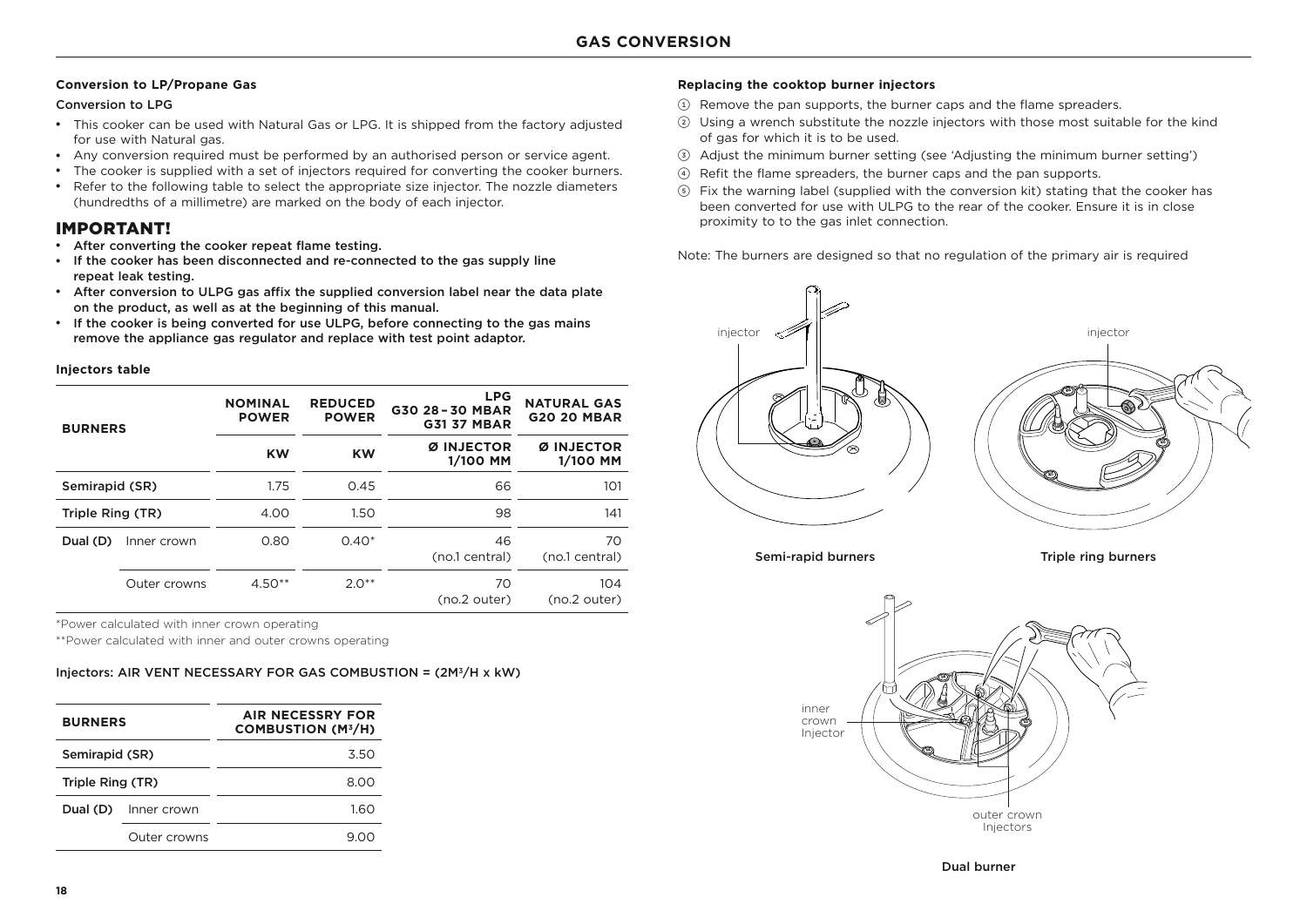## GAS CONVERSION

### Conversion to LP/Propane Gas

Conversion to LPG

- This cooker can be used with Natural Gas or LPG. It is shipped from the factory adjusted for use with Natural gas.
- Any conversion required must be performed by an authorised person or service agent.
- The cooker is supplied with a set of injectors required for converting the cooker burners.
- Refer to the following table to select the appropriate size injector. The nozzle diameters (hundredths of a millimetre) are marked on the body of each injector.

## IMPORTANT!

- **After converting the cooker repeat flame testing.**
- **If the cooker has been disconnected and re-connected to the gas supply line repeat leak testing.**
- **After conversion to ULPG gas affix the supplied conversion label near the data plate on the product, as well as at the beginning of this manual.**
- **If the cooker is being converted for use ULPG, before connecting to the gas mains remove the appliance gas regulator and replace with test point adaptor.**

**Injectors table**

| BURNERS | | NOMINAL POWER | REDUCED POWER | LPG G30 28 – 30 MBAR G31 37 MBAR | NATURAL GAS G20 20 MBAR |
|---|---|---|---|---|---|
| | | KW | KW | Ø INJECTOR 1/100 MM | Ø INJECTOR 1/100 MM |
| Semirapid (SR) | | 1.75 | 0.45 | 66 | 101 |
| Triple Ring (TR) | | 4.00 | 1.50 | 98 | 141 |
| Dual (D) | Inner crown | 0.80 | 0.40* | 46 (no.1 central) | 70 (no.1 central) |
| | Outer crowns | 4.50** | 2.0** | 70 (no.2 outer) | 104 (no.2 outer) |

*Power calculated with inner crown operating

**Power calculated with inner and outer crowns operating

Injectors: AIR VENT NECESSARY FOR GAS COMBUSTION = ($2M^3/H$ x kW)

| BURNERS | | AIR NECESSRY FOR COMBUSTION ($M^3/H$) |
|---|---|---|
| Semirapid (SR) | | 3.50 |
| Triple Ring (TR) | | 8.00 |
| Dual (D) | Inner crown | 1.60 |
| | Outer crowns | 9.00 |

**Replacing the cooktop burner injectors**

1. Remove the pan supports, the burner caps and the flame spreaders.
2. Using a wrench substitute the nozzle injectors with those most suitable for the kind of gas for which it is to be used.
3. Adjust the minimum burner setting (see 'Adjusting the minimum burner setting')
4. Refit the flame spreaders, the burner caps and the pan supports.
5. Fix the warning label (supplied with the conversion kit) stating that the cooker has been converted for use with ULPG to the rear of the cooker. Ensure it is in close proximity to to the gas inlet connection.

Note: The burners are designed so that no regulation of the primary air is required

injector

Semi-rapid burners

injector

Triple ring burners

inner crown Injector

outer crown Injectors

Dual burner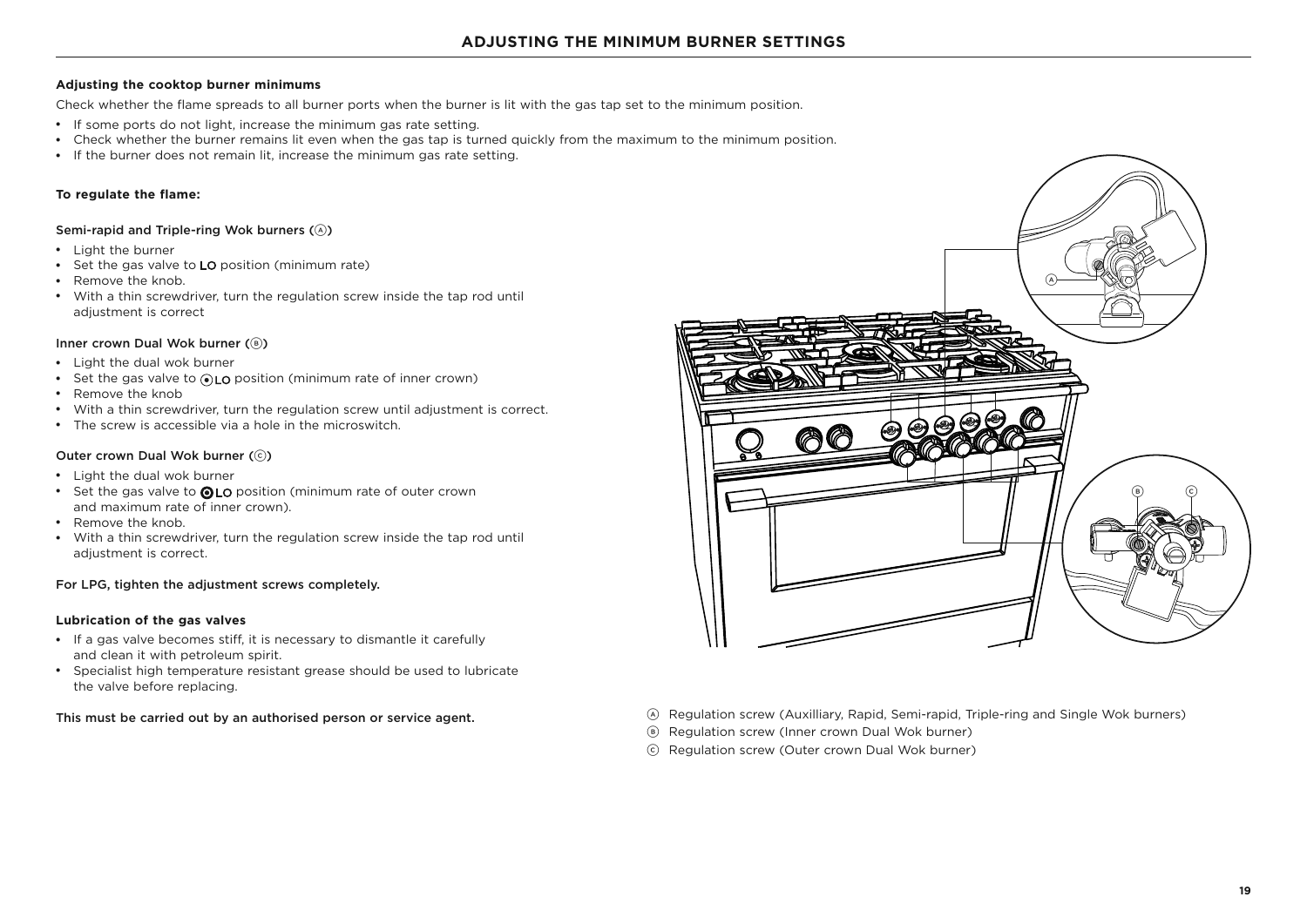# ADJUSTING THE MINIMUM BURNER SETTINGS

**Adjusting the cooktop burner minimums**

Check whether the flame spreads to all burner ports when the burner is lit with the gas tap set to the minimum position.

- If some ports do not light, increase the minimum gas rate setting.
- Check whether the burner remains lit even when the gas tap is turned quickly from the maximum to the minimum position.
- If the burner does not remain lit, increase the minimum gas rate setting.

**To regulate the flame:**

Semi-rapid and Triple-ring Wok burners (Ⓐ)

- Light the burner
- Set the gas valve to **LO** position (minimum rate)
- Remove the knob.
- With a thin screwdriver, turn the regulation screw inside the tap rod until adjustment is correct

Inner crown Dual Wok burner (Ⓑ)

- Light the dual wok burner
- Set the gas valve to ⊙LO position (minimum rate of inner crown)
- Remove the knob
- With a thin screwdriver, turn the regulation screw until adjustment is correct.
- The screw is accessible via a hole in the microswitch.

Outer crown Dual Wok burner (Ⓒ)

- Light the dual wok burner
- Set the gas valve to ⊙LO position (minimum rate of outer crown and maximum rate of inner crown).
- Remove the knob.
- With a thin screwdriver, turn the regulation screw inside the tap rod until adjustment is correct.

For LPG, tighten the adjustment screws completely.

**Lubrication of the gas valves**

- If a gas valve becomes stiff, it is necessary to dismantle it carefully and clean it with petroleum spirit.
- Specialist high temperature resistant grease should be used to lubricate the valve before replacing.

This must be carried out by an authorised person or service agent.

Ⓐ Regulation screw (Auxilliary, Rapid, Semi-rapid, Triple-ring and Single Wok burners)
Ⓑ Regulation screw (Inner crown Dual Wok burner)
Ⓒ Regulation screw (Outer crown Dual Wok burner)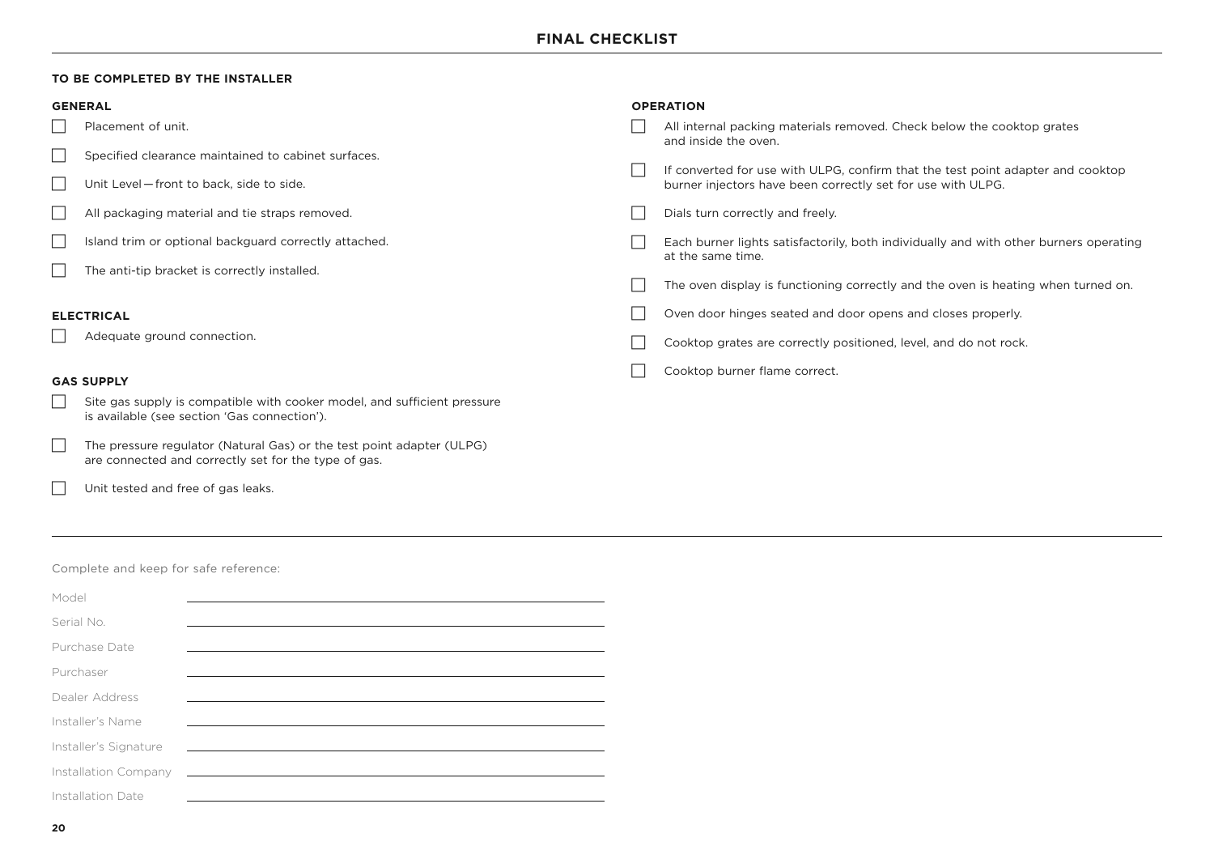# FINAL CHECKLIST

**TO BE COMPLETED BY THE INSTALLER**

### GENERAL

- [ ] Placement of unit.
- [ ] Specified clearance maintained to cabinet surfaces.
- [ ] Unit Level — front to back, side to side.
- [ ] All packaging material and tie straps removed.
- [ ] Island trim or optional backguard correctly attached.
- [ ] The anti-tip bracket is correctly installed.

### ELECTRICAL

- [ ] Adequate ground connection.

### GAS SUPPLY

- [ ] Site gas supply is compatible with cooker model, and sufficient pressure is available (see section 'Gas connection').
- [ ] The pressure regulator (Natural Gas) or the test point adapter (ULPG) are connected and correctly set for the type of gas.
- [ ] Unit tested and free of gas leaks.

### OPERATION

- [ ] All internal packing materials removed. Check below the cooktop grates and inside the oven.
- [ ] If converted for use with ULPG, confirm that the test point adapter and cooktop burner injectors have been correctly set for use with ULPG.
- [ ] Dials turn correctly and freely.
- [ ] Each burner lights satisfactorily, both individually and with other burners operating at the same time.
- [ ] The oven display is functioning correctly and the oven is heating when turned on.
- [ ] Oven door hinges seated and door opens and closes properly.
- [ ] Cooktop grates are correctly positioned, level, and do not rock.
- [ ] Cooktop burner flame correct.

---

Complete and keep for safe reference:

Model ____________________

Serial No. ____________________

Purchase Date ____________________

Purchaser ____________________

Dealer Address ____________________

Installer's Name ____________________

Installer's Signature ____________________

Installation Company ____________________

Installation Date ____________________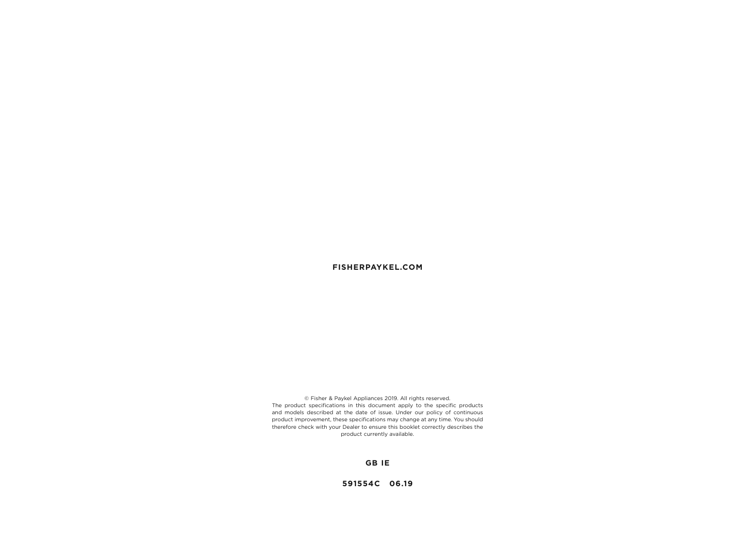**FISHERPAYKEL.COM**

© Fisher & Paykel Appliances 2019. All rights reserved.
The product specifications in this document apply to the specific products and models described at the date of issue. Under our policy of continuous product improvement, these specifications may change at any time. You should therefore check with your Dealer to ensure this booklet correctly describes the product currently available.

**GB IE**

**591554C 06.19**